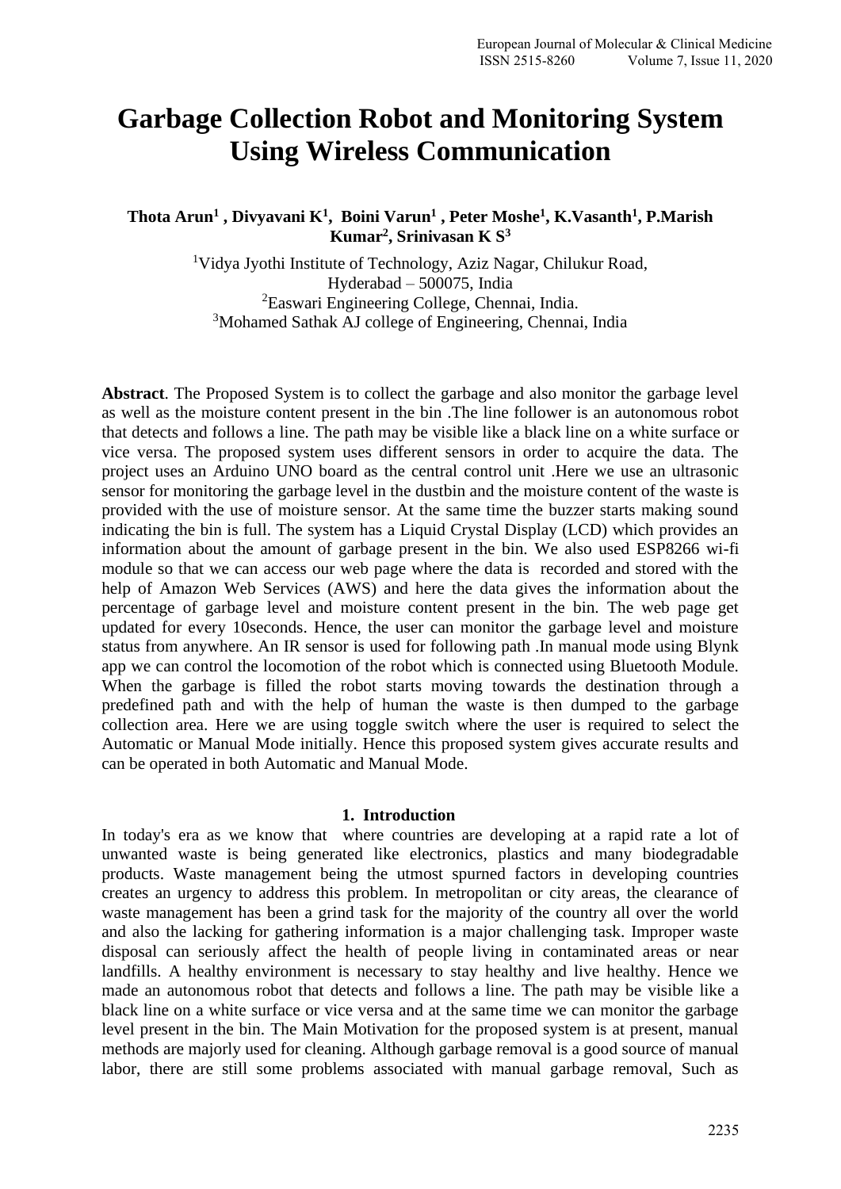# Garbage Collection Robot and Monitoring System Using Wireless Communication

**Thota Arun[1] , Divyavani K[1], Boini Varun[1] , Peter Moshe[1], K.Vasanth[1], P.Marish Kumar[2], Srinivasan K S[3]**

[1]Vidya Jyothi Institute of Technology, Aziz Nagar, Chilukur Road, Hyderabad – 500075, India
[2]Easwari Engineering College, Chennai, India.
[3]Mohamed Sathak AJ college of Engineering, Chennai, India

**Abstract**. The Proposed System is to collect the garbage and also monitor the garbage level as well as the moisture content present in the bin .The line follower is an autonomous robot that detects and follows a line. The path may be visible like a black line on a white surface or vice versa. The proposed system uses different sensors in order to acquire the data. The project uses an Arduino UNO board as the central control unit .Here we use an ultrasonic sensor for monitoring the garbage level in the dustbin and the moisture content of the waste is provided with the use of moisture sensor. At the same time the buzzer starts making sound indicating the bin is full. The system has a Liquid Crystal Display (LCD) which provides an information about the amount of garbage present in the bin. We also used ESP8266 wi-fi module so that we can access our web page where the data is recorded and stored with the help of Amazon Web Services (AWS) and here the data gives the information about the percentage of garbage level and moisture content present in the bin. The web page get updated for every 10seconds. Hence, the user can monitor the garbage level and moisture status from anywhere. An IR sensor is used for following path .In manual mode using Blynk app we can control the locomotion of the robot which is connected using Bluetooth Module. When the garbage is filled the robot starts moving towards the destination through a predefined path and with the help of human the waste is then dumped to the garbage collection area. Here we are using toggle switch where the user is required to select the Automatic or Manual Mode initially. Hence this proposed system gives accurate results and can be operated in both Automatic and Manual Mode.

## 1. Introduction

In today's era as we know that where countries are developing at a rapid rate a lot of unwanted waste is being generated like electronics, plastics and many biodegradable products. Waste management being the utmost spurned factors in developing countries creates an urgency to address this problem. In metropolitan or city areas, the clearance of waste management has been a grind task for the majority of the country all over the world and also the lacking for gathering information is a major challenging task. Improper waste disposal can seriously affect the health of people living in contaminated areas or near landfills. A healthy environment is necessary to stay healthy and live healthy. Hence we made an autonomous robot that detects and follows a line. The path may be visible like a black line on a white surface or vice versa and at the same time we can monitor the garbage level present in the bin. The Main Motivation for the proposed system is at present, manual methods are majorly used for cleaning. Although garbage removal is a good source of manual labor, there are still some problems associated with manual garbage removal, Such as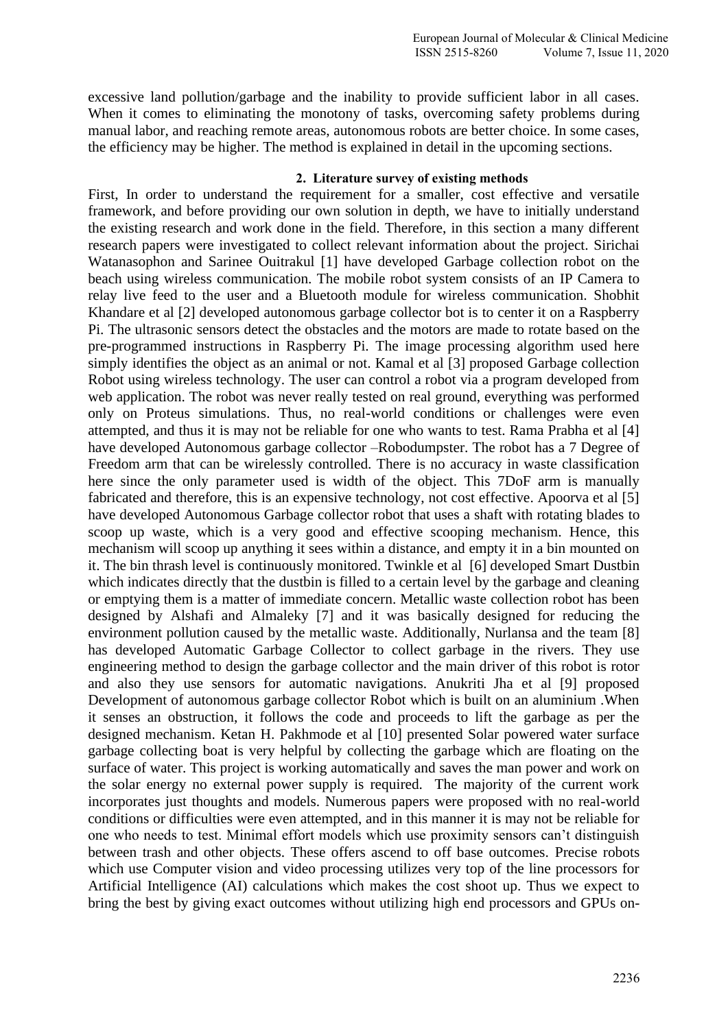excessive land pollution/garbage and the inability to provide sufficient labor in all cases. When it comes to eliminating the monotony of tasks, overcoming safety problems during manual labor, and reaching remote areas, autonomous robots are better choice. In some cases, the efficiency may be higher. The method is explained in detail in the upcoming sections.

## 2. Literature survey of existing methods

First, In order to understand the requirement for a smaller, cost effective and versatile framework, and before providing our own solution in depth, we have to initially understand the existing research and work done in the field. Therefore, in this section a many different research papers were investigated to collect relevant information about the project. Sirichai Watanasophon and Sarinee Ouitrakul [1] have developed Garbage collection robot on the beach using wireless communication. The mobile robot system consists of an IP Camera to relay live feed to the user and a Bluetooth module for wireless communication. Shobhit Khandare et al [2] developed autonomous garbage collector bot is to center it on a Raspberry Pi. The ultrasonic sensors detect the obstacles and the motors are made to rotate based on the pre-programmed instructions in Raspberry Pi. The image processing algorithm used here simply identifies the object as an animal or not. Kamal et al [3] proposed Garbage collection Robot using wireless technology. The user can control a robot via a program developed from web application. The robot was never really tested on real ground, everything was performed only on Proteus simulations. Thus, no real-world conditions or challenges were even attempted, and thus it is may not be reliable for one who wants to test. Rama Prabha et al [4] have developed Autonomous garbage collector –Robodumpster. The robot has a 7 Degree of Freedom arm that can be wirelessly controlled. There is no accuracy in waste classification here since the only parameter used is width of the object. This 7DoF arm is manually fabricated and therefore, this is an expensive technology, not cost effective. Apoorva et al [5] have developed Autonomous Garbage collector robot that uses a shaft with rotating blades to scoop up waste, which is a very good and effective scooping mechanism. Hence, this mechanism will scoop up anything it sees within a distance, and empty it in a bin mounted on it. The bin thrash level is continuously monitored. Twinkle et al [6] developed Smart Dustbin which indicates directly that the dustbin is filled to a certain level by the garbage and cleaning or emptying them is a matter of immediate concern. Metallic waste collection robot has been designed by Alshafi and Almaleky [7] and it was basically designed for reducing the environment pollution caused by the metallic waste. Additionally, Nurlansa and the team [8] has developed Automatic Garbage Collector to collect garbage in the rivers. They use engineering method to design the garbage collector and the main driver of this robot is rotor and also they use sensors for automatic navigations. Anukriti Jha et al [9] proposed Development of autonomous garbage collector Robot which is built on an aluminium .When it senses an obstruction, it follows the code and proceeds to lift the garbage as per the designed mechanism. Ketan H. Pakhmode et al [10] presented Solar powered water surface garbage collecting boat is very helpful by collecting the garbage which are floating on the surface of water. This project is working automatically and saves the man power and work on the solar energy no external power supply is required. The majority of the current work incorporates just thoughts and models. Numerous papers were proposed with no real-world conditions or difficulties were even attempted, and in this manner it is may not be reliable for one who needs to test. Minimal effort models which use proximity sensors can't distinguish between trash and other objects. These offers ascend to off base outcomes. Precise robots which use Computer vision and video processing utilizes very top of the line processors for Artificial Intelligence (AI) calculations which makes the cost shoot up. Thus we expect to bring the best by giving exact outcomes without utilizing high end processors and GPUs on-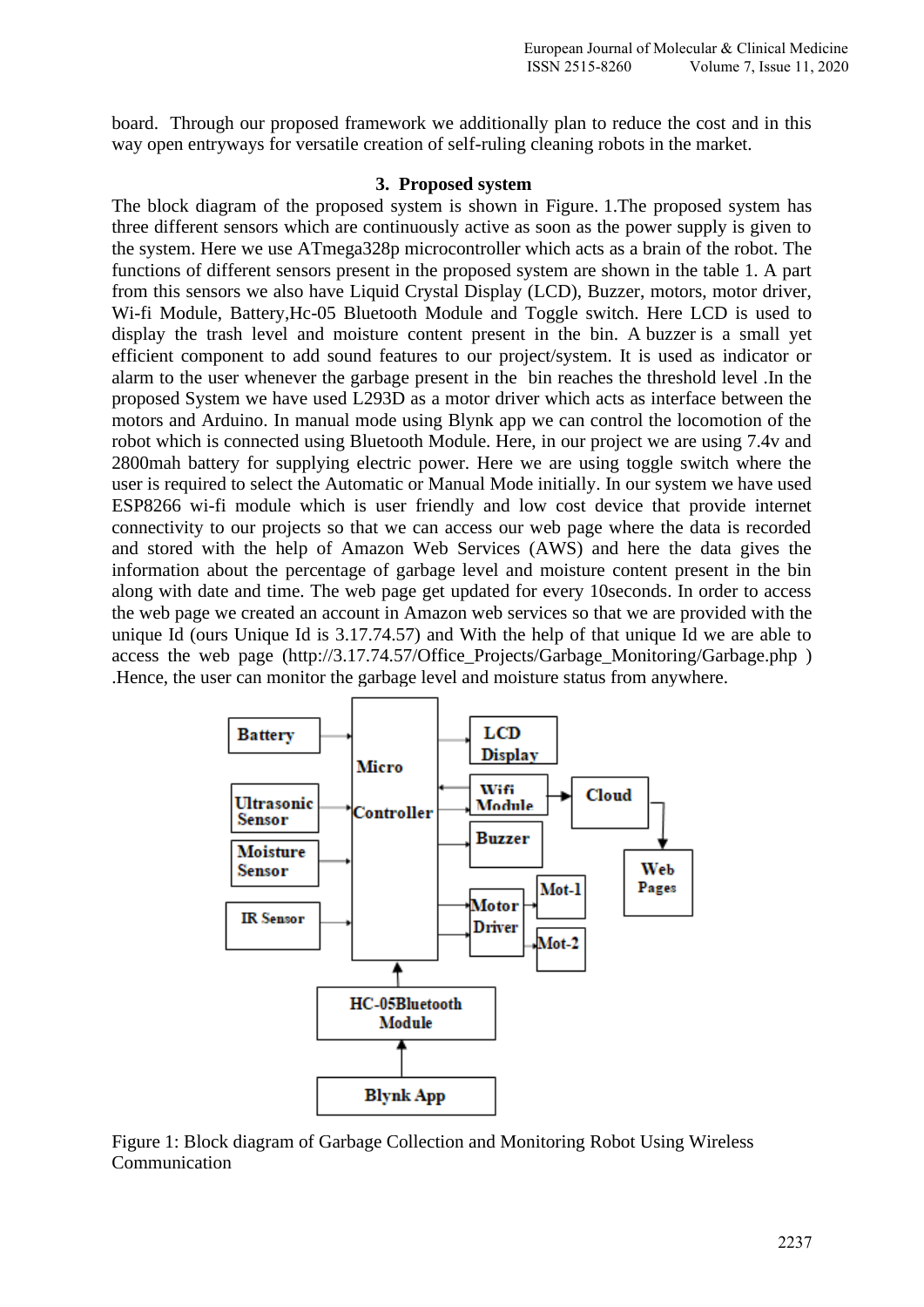board. Through our proposed framework we additionally plan to reduce the cost and in this way open entryways for versatile creation of self-ruling cleaning robots in the market.

## 3. Proposed system

The block diagram of the proposed system is shown in Figure. 1.The proposed system has three different sensors which are continuously active as soon as the power supply is given to the system. Here we use ATmega328p microcontroller which acts as a brain of the robot. The functions of different sensors present in the proposed system are shown in the table 1. A part from this sensors we also have Liquid Crystal Display (LCD), Buzzer, motors, motor driver, Wi-fi Module, Battery,Hc-05 Bluetooth Module and Toggle switch. Here LCD is used to display the trash level and moisture content present in the bin. A buzzer is a small yet efficient component to add sound features to our project/system. It is used as indicator or alarm to the user whenever the garbage present in the bin reaches the threshold level .In the proposed System we have used L293D as a motor driver which acts as interface between the motors and Arduino. In manual mode using Blynk app we can control the locomotion of the robot which is connected using Bluetooth Module. Here, in our project we are using 7.4v and 2800mah battery for supplying electric power. Here we are using toggle switch where the user is required to select the Automatic or Manual Mode initially. In our system we have used ESP8266 wi-fi module which is user friendly and low cost device that provide internet connectivity to our projects so that we can access our web page where the data is recorded and stored with the help of Amazon Web Services (AWS) and here the data gives the information about the percentage of garbage level and moisture content present in the bin along with date and time. The web page get updated for every 10seconds. In order to access the web page we created an account in Amazon web services so that we are provided with the unique Id (ours Unique Id is 3.17.74.57) and With the help of that unique Id we are able to access the web page (http://3.17.74.57/Office_Projects/Garbage_Monitoring/Garbage.php ) .Hence, the user can monitor the garbage level and moisture status from anywhere.

Figure 1: Block diagram of Garbage Collection and Monitoring Robot Using Wireless Communication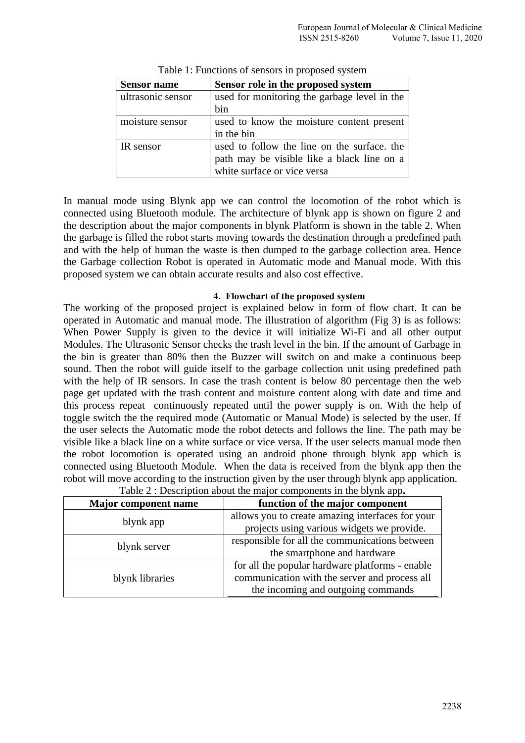Table 1: Functions of sensors in proposed system

| Sensor name | Sensor role in the proposed system |
|---|---|
| ultrasonic sensor | used for monitoring the garbage level in the bin |
| moisture sensor | used to know the moisture content present in the bin |
| IR sensor | used to follow the line on the surface. the path may be visible like a black line on a white surface or vice versa |

In manual mode using Blynk app we can control the locomotion of the robot which is connected using Bluetooth module. The architecture of blynk app is shown on figure 2 and the description about the major components in blynk Platform is shown in the table 2. When the garbage is filled the robot starts moving towards the destination through a predefined path and with the help of human the waste is then dumped to the garbage collection area. Hence the Garbage collection Robot is operated in Automatic mode and Manual mode. With this proposed system we can obtain accurate results and also cost effective.

#### 4. Flowchart of the proposed system

The working of the proposed project is explained below in form of flow chart. It can be operated in Automatic and manual mode. The illustration of algorithm (Fig 3) is as follows: When Power Supply is given to the device it will initialize Wi-Fi and all other output Modules. The Ultrasonic Sensor checks the trash level in the bin. If the amount of Garbage in the bin is greater than 80% then the Buzzer will switch on and make a continuous beep sound. Then the robot will guide itself to the garbage collection unit using predefined path with the help of IR sensors. In case the trash content is below 80 percentage then the web page get updated with the trash content and moisture content along with date and time and this process repeat continuously repeated until the power supply is on. With the help of toggle switch the the required mode (Automatic or Manual Mode) is selected by the user. If the user selects the Automatic mode the robot detects and follows the line. The path may be visible like a black line on a white surface or vice versa. If the user selects manual mode then the robot locomotion is operated using an android phone through blynk app which is connected using Bluetooth Module. When the data is received from the blynk app then the robot will move according to the instruction given by the user through blynk app application.

Table 2 : Description about the major components in the blynk app**.**

| Major component name | function of the major component |
|---|---|
| blynk app | allows you to create amazing interfaces for your projects using various widgets we provide. |
| blynk server | responsible for all the communications between the smartphone and hardware |
| blynk libraries | for all the popular hardware platforms - enable communication with the server and process all the incoming and outgoing commands |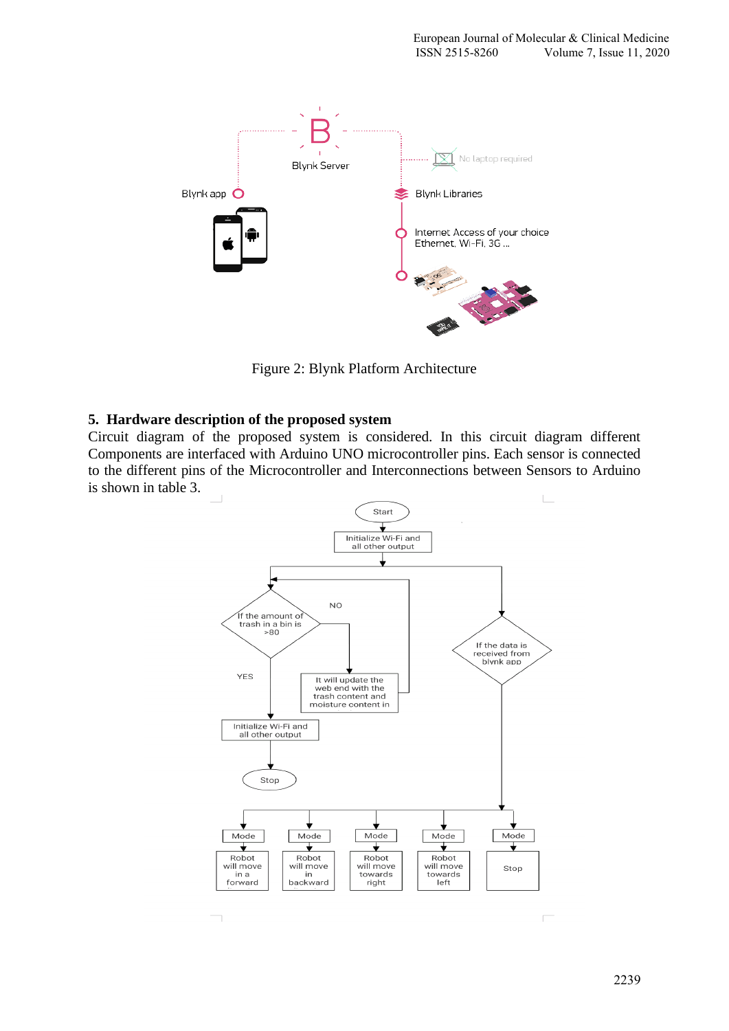Figure 2: Blynk Platform Architecture

## 5. Hardware description of the proposed system

Circuit diagram of the proposed system is considered. In this circuit diagram different Components are interfaced with Arduino UNO microcontroller pins. Each sensor is connected to the different pins of the Microcontroller and Interconnections between Sensors to Arduino is shown in table 3.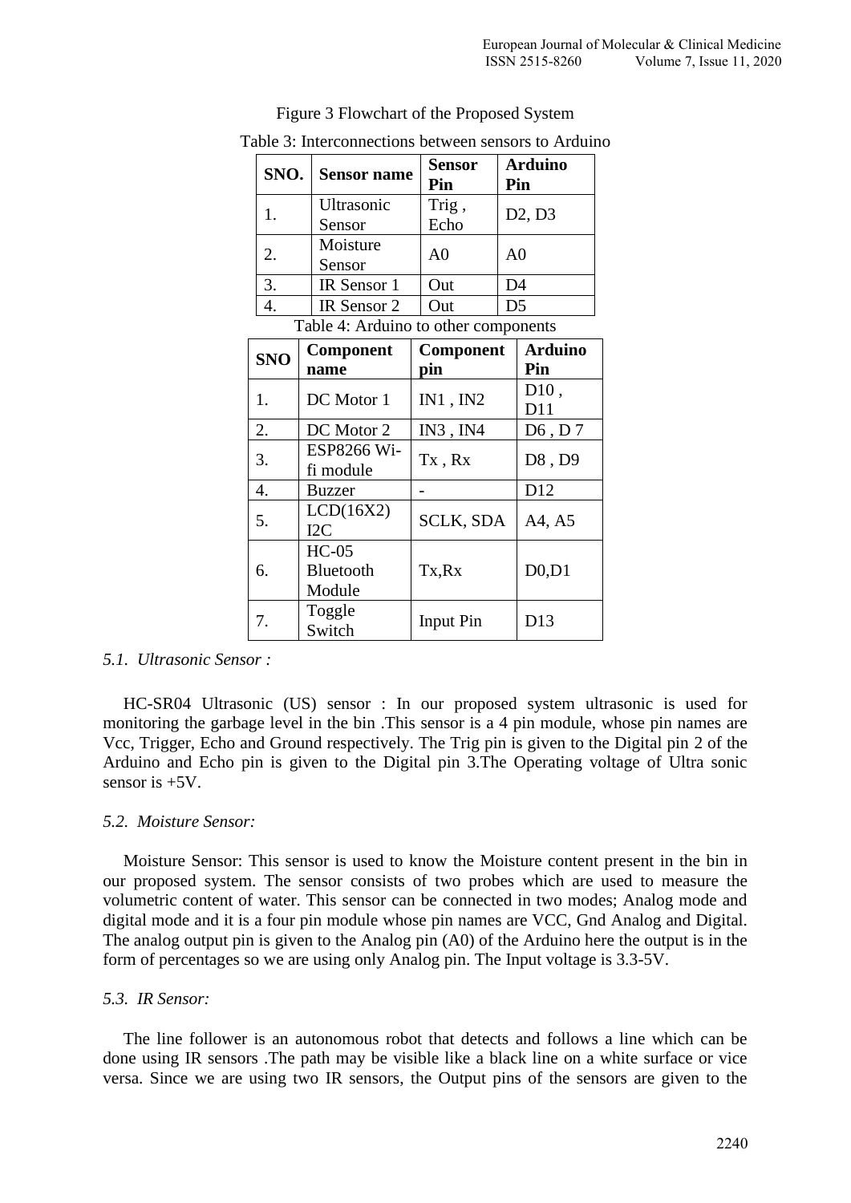Figure 3 Flowchart of the Proposed System

Table 3: Interconnections between sensors to Arduino

| SNO. | Sensor name | Sensor Pin | Arduino Pin |
|---|---|---|---|
| 1. | Ultrasonic Sensor | Trig , Echo | D2, D3 |
| 2. | Moisture Sensor | A0 | A0 |
| 3. | IR Sensor 1 | Out | D4 |
| 4. | IR Sensor 2 | Out | D5 |

Table 4: Arduino to other components

| SNO | Component name | Component pin | Arduino Pin |
|---|---|---|---|
| 1. | DC Motor 1 | IN1 , IN2 | D10 , D11 |
| 2. | DC Motor 2 | IN3 , IN4 | D6 , D 7 |
| 3. | ESP8266 Wi-fi module | Tx , Rx | D8 , D9 |
| 4. | Buzzer | - | D12 |
| 5. | LCD(16X2) I2C | SCLK, SDA | A4, A5 |
| 6. | HC-05 Bluetooth Module | Tx,Rx | D0,D1 |
| 7. | Toggle Switch | Input Pin | D13 |

### *5.1. Ultrasonic Sensor :*

HC-SR04 Ultrasonic (US) sensor : In our proposed system ultrasonic is used for monitoring the garbage level in the bin .This sensor is a 4 pin module, whose pin names are Vcc, Trigger, Echo and Ground respectively. The Trig pin is given to the Digital pin 2 of the Arduino and Echo pin is given to the Digital pin 3.The Operating voltage of Ultra sonic sensor is +5V.

### *5.2. Moisture Sensor:*

Moisture Sensor: This sensor is used to know the Moisture content present in the bin in our proposed system. The sensor consists of two probes which are used to measure the volumetric content of water. This sensor can be connected in two modes; Analog mode and digital mode and it is a four pin module whose pin names are VCC, Gnd Analog and Digital. The analog output pin is given to the Analog pin (A0) of the Arduino here the output is in the form of percentages so we are using only Analog pin. The Input voltage is 3.3-5V.

### *5.3. IR Sensor:*

The line follower is an autonomous robot that detects and follows a line which can be done using IR sensors .The path may be visible like a black line on a white surface or vice versa. Since we are using two IR sensors, the Output pins of the sensors are given to the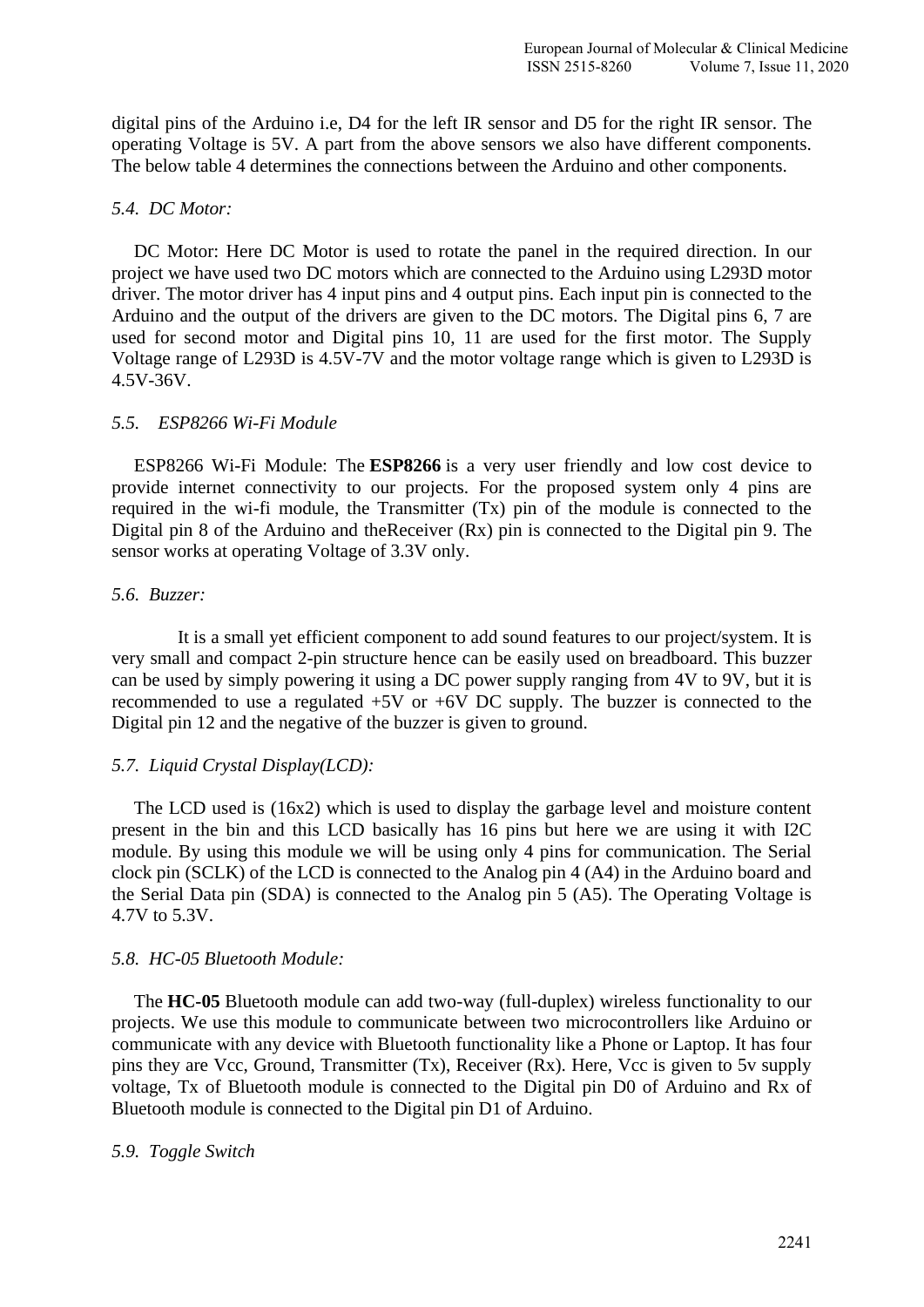digital pins of the Arduino i.e, D4 for the left IR sensor and D5 for the right IR sensor. The operating Voltage is 5V. A part from the above sensors we also have different components. The below table 4 determines the connections between the Arduino and other components.

### *5.4. DC Motor:*

DC Motor: Here DC Motor is used to rotate the panel in the required direction. In our project we have used two DC motors which are connected to the Arduino using L293D motor driver. The motor driver has 4 input pins and 4 output pins. Each input pin is connected to the Arduino and the output of the drivers are given to the DC motors. The Digital pins 6, 7 are used for second motor and Digital pins 10, 11 are used for the first motor. The Supply Voltage range of L293D is 4.5V-7V and the motor voltage range which is given to L293D is 4.5V-36V.

### *5.5. ESP8266 Wi-Fi Module*

ESP8266 Wi-Fi Module: The **ESP8266** is a very user friendly and low cost device to provide internet connectivity to our projects. For the proposed system only 4 pins are required in the wi-fi module, the Transmitter (Tx) pin of the module is connected to the Digital pin 8 of the Arduino and theReceiver (Rx) pin is connected to the Digital pin 9. The sensor works at operating Voltage of 3.3V only.

### *5.6. Buzzer:*

It is a small yet efficient component to add sound features to our project/system. It is very small and compact 2-pin structure hence can be easily used on breadboard. This buzzer can be used by simply powering it using a DC power supply ranging from 4V to 9V, but it is recommended to use a regulated +5V or +6V DC supply. The buzzer is connected to the Digital pin 12 and the negative of the buzzer is given to ground.

### *5.7. Liquid Crystal Display(LCD):*

The LCD used is (16x2) which is used to display the garbage level and moisture content present in the bin and this LCD basically has 16 pins but here we are using it with I2C module. By using this module we will be using only 4 pins for communication. The Serial clock pin (SCLK) of the LCD is connected to the Analog pin 4 (A4) in the Arduino board and the Serial Data pin (SDA) is connected to the Analog pin 5 (A5). The Operating Voltage is 4.7V to 5.3V.

### *5.8. HC-05 Bluetooth Module:*

The **HC-05** Bluetooth module can add two-way (full-duplex) wireless functionality to our projects. We use this module to communicate between two microcontrollers like Arduino or communicate with any device with Bluetooth functionality like a Phone or Laptop. It has four pins they are Vcc, Ground, Transmitter (Tx), Receiver (Rx). Here, Vcc is given to 5v supply voltage, Tx of Bluetooth module is connected to the Digital pin D0 of Arduino and Rx of Bluetooth module is connected to the Digital pin D1 of Arduino.

### *5.9. Toggle Switch*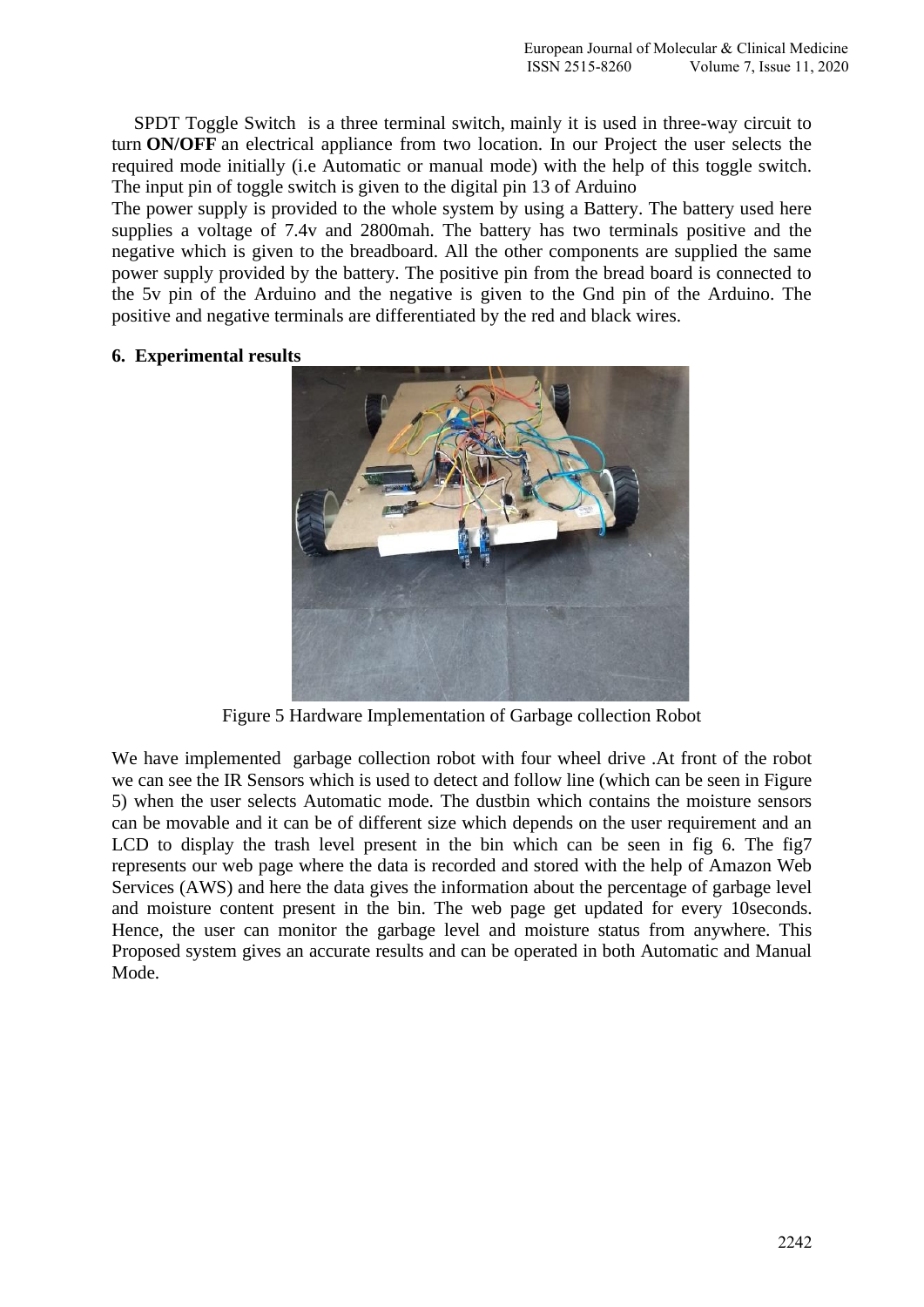SPDT Toggle Switch is a three terminal switch, mainly it is used in three-way circuit to turn **ON/OFF** an electrical appliance from two location. In our Project the user selects the required mode initially (i.e Automatic or manual mode) with the help of this toggle switch. The input pin of toggle switch is given to the digital pin 13 of Arduino

The power supply is provided to the whole system by using a Battery. The battery used here supplies a voltage of 7.4v and 2800mah. The battery has two terminals positive and the negative which is given to the breadboard. All the other components are supplied the same power supply provided by the battery. The positive pin from the bread board is connected to the 5v pin of the Arduino and the negative is given to the Gnd pin of the Arduino. The positive and negative terminals are differentiated by the red and black wires.

## 6. Experimental results

Figure 5 Hardware Implementation of Garbage collection Robot

We have implemented garbage collection robot with four wheel drive .At front of the robot we can see the IR Sensors which is used to detect and follow line (which can be seen in Figure 5) when the user selects Automatic mode. The dustbin which contains the moisture sensors can be movable and it can be of different size which depends on the user requirement and an LCD to display the trash level present in the bin which can be seen in fig 6. The fig7 represents our web page where the data is recorded and stored with the help of Amazon Web Services (AWS) and here the data gives the information about the percentage of garbage level and moisture content present in the bin. The web page get updated for every 10seconds. Hence, the user can monitor the garbage level and moisture status from anywhere. This Proposed system gives an accurate results and can be operated in both Automatic and Manual Mode.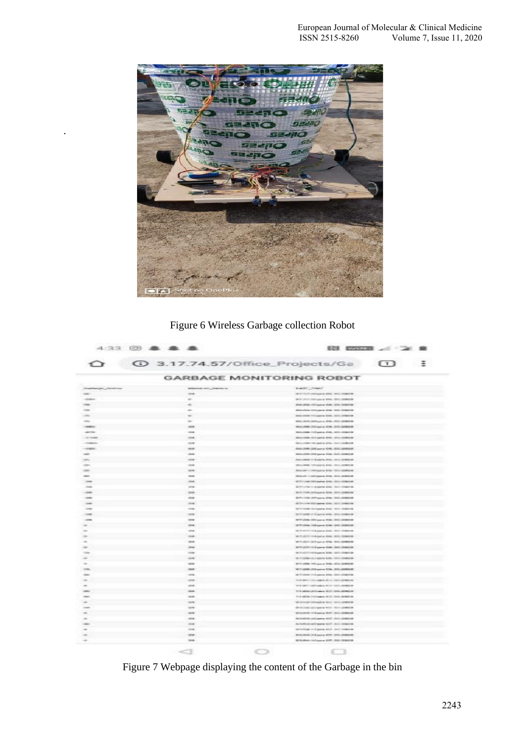Figure 6 Wireless Garbage collection Robot

Figure 7 Webpage displaying the content of the Garbage in the bin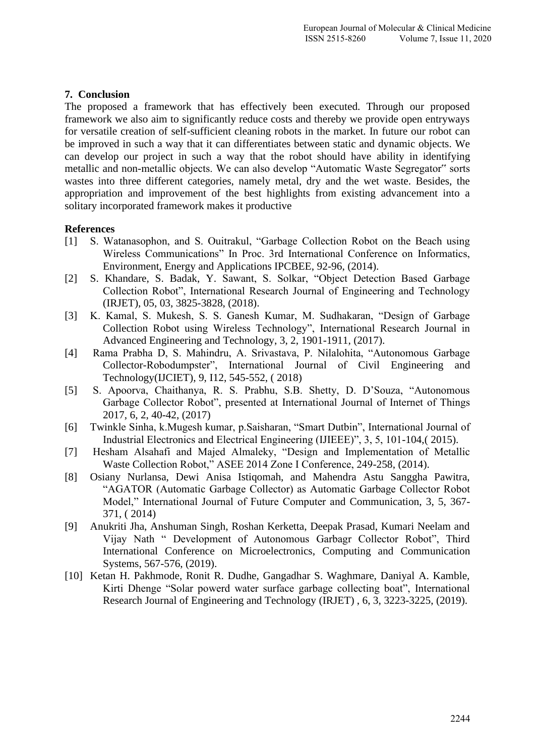## 7. Conclusion

The proposed a framework that has effectively been executed. Through our proposed framework we also aim to significantly reduce costs and thereby we provide open entryways for versatile creation of self-sufficient cleaning robots in the market. In future our robot can be improved in such a way that it can differentiates between static and dynamic objects. We can develop our project in such a way that the robot should have ability in identifying metallic and non-metallic objects. We can also develop "Automatic Waste Segregator" sorts wastes into three different categories, namely metal, dry and the wet waste. Besides, the appropriation and improvement of the best highlights from existing advancement into a solitary incorporated framework makes it productive

## References

[1] S. Watanasophon, and S. Ouitrakul, "Garbage Collection Robot on the Beach using Wireless Communications" In Proc. 3rd International Conference on Informatics, Environment, Energy and Applications IPCBEE, 92-96, (2014).

[2] S. Khandare, S. Badak, Y. Sawant, S. Solkar, "Object Detection Based Garbage Collection Robot", International Research Journal of Engineering and Technology (IRJET), 05, 03, 3825-3828, (2018).

[3] K. Kamal, S. Mukesh, S. S. Ganesh Kumar, M. Sudhakaran, "Design of Garbage Collection Robot using Wireless Technology", International Research Journal in Advanced Engineering and Technology, 3, 2, 1901-1911, (2017).

[4] Rama Prabha D, S. Mahindru, A. Srivastava, P. Nilalohita, "Autonomous Garbage Collector-Robodumpster", International Journal of Civil Engineering and Technology(IJCIET), 9, I12, 545-552, ( 2018)

[5] S. Apoorva, Chaithanya, R. S. Prabhu, S.B. Shetty, D. D'Souza, "Autonomous Garbage Collector Robot", presented at International Journal of Internet of Things 2017, 6, 2, 40-42, (2017)

[6] Twinkle Sinha, k.Mugesh kumar, p.Saisharan, "Smart Dutbin", International Journal of Industrial Electronics and Electrical Engineering (IJIEEE)", 3, 5, 101-104,( 2015).

[7] Hesham Alsahafi and Majed Almaleky, "Design and Implementation of Metallic Waste Collection Robot," ASEE 2014 Zone I Conference, 249-258, (2014).

[8] Osiany Nurlansa, Dewi Anisa Istiqomah, and Mahendra Astu Sanggha Pawitra, "AGATOR (Automatic Garbage Collector) as Automatic Garbage Collector Robot Model," International Journal of Future Computer and Communication, 3, 5, 367-371, ( 2014)

[9] Anukriti Jha, Anshuman Singh, Roshan Kerketta, Deepak Prasad, Kumari Neelam and Vijay Nath " Development of Autonomous Garbagr Collector Robot", Third International Conference on Microelectronics, Computing and Communication Systems, 567-576, (2019).

[10] Ketan H. Pakhmode, Ronit R. Dudhe, Gangadhar S. Waghmare, Daniyal A. Kamble, Kirti Dhenge "Solar powerd water surface garbage collecting boat", International Research Journal of Engineering and Technology (IRJET) , 6, 3, 3223-3225, (2019).